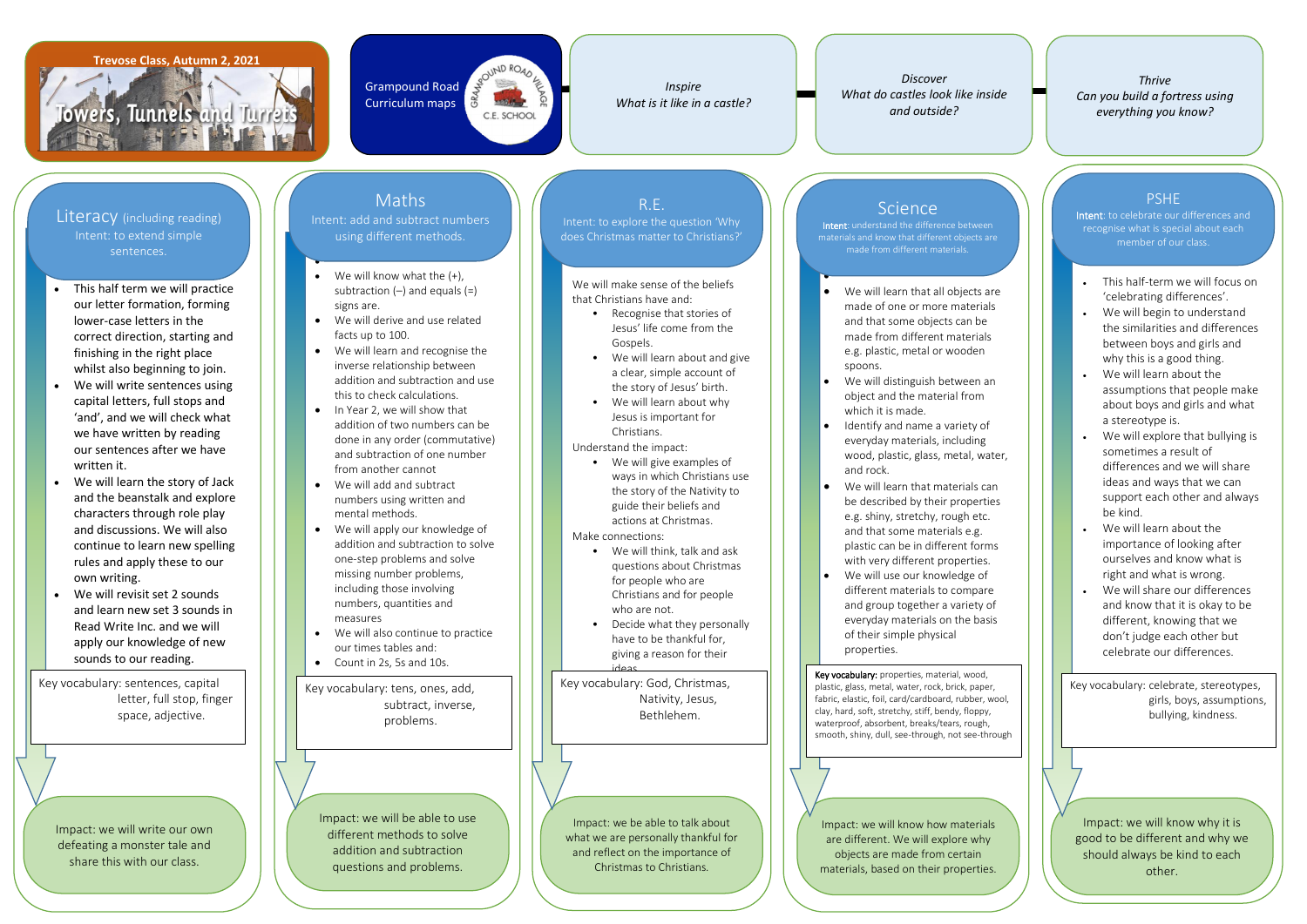# Trevose Class, Autumn 2, 2021

## Towers, Tunnels and Turrets

Grampound Road Curriculum maps

GRAMPOUND ROAD VILLAGE C.E. SCHOOL

*Inspire*
*What is it like in a castle?*

*Discover*
*What do castles look like inside and outside?*

*Thrive*
*Can you build a fortress using everything you know?*

## Literacy (including reading)

Intent: to extend simple sentences.

- This half term we will practice our letter formation, forming lower-case letters in the correct direction, starting and finishing in the right place whilst also beginning to join.
- We will write sentences using capital letters, full stops and 'and', and we will check what we have written by reading our sentences after we have written it.
- We will learn the story of Jack and the beanstalk and explore characters through role play and discussions. We will also continue to learn new spelling rules and apply these to our own writing.
- We will revisit set 2 sounds and learn new set 3 sounds in Read Write Inc. and we will apply our knowledge of new sounds to our reading.

Key vocabulary: sentences, capital letter, full stop, finger space, adjective.

Impact: we will write our own defeating a monster tale and share this with our class.

## Maths

Intent: add and subtract numbers using different methods.

- We will know what the (+), subtraction (–) and equals (=) signs are.
- We will derive and use related facts up to 100.
- We will learn and recognise the inverse relationship between addition and subtraction and use this to check calculations.
- In Year 2, we will show that addition of two numbers can be done in any order (commutative) and subtraction of one number from another cannot
- We will add and subtract numbers using written and mental methods.
- We will apply our knowledge of addition and subtraction to solve one-step problems and solve missing number problems, including those involving numbers, quantities and measures
- We will also continue to practice our times tables and:
- Count in 2s, 5s and 10s.

Key vocabulary: tens, ones, add, subtract, inverse, problems.

Impact: we will be able to use different methods to solve addition and subtraction questions and problems.

## R.E.

Intent: to explore the question 'Why does Christmas matter to Christians?'

We will make sense of the beliefs that Christians have and:

- Recognise that stories of Jesus' life come from the Gospels.
- We will learn about and give a clear, simple account of the story of Jesus' birth.
- We will learn about why Jesus is important for Christians.

Understand the impact:

- We will give examples of ways in which Christians use the story of the Nativity to guide their beliefs and actions at Christmas.

Make connections:

- We will think, talk and ask questions about Christmas for people who are Christians and for people who are not.
- Decide what they personally have to be thankful for, giving a reason for their ideas.

Key vocabulary: God, Christmas, Nativity, Jesus, Bethlehem.

Impact: we be able to talk about what we are personally thankful for and reflect on the importance of Christmas to Christians.

## Science

**Intent**: understand the difference between materials and know that different objects are made from different materials.

- We will learn that all objects are made of one or more materials and that some objects can be made from different materials e.g. plastic, metal or wooden spoons.
- We will distinguish between an object and the material from which it is made.
- Identify and name a variety of everyday materials, including wood, plastic, glass, metal, water, and rock.
- We will learn that materials can be described by their properties e.g. shiny, stretchy, rough etc. and that some materials e.g. plastic can be in different forms with very different properties.
- We will use our knowledge of different materials to compare and group together a variety of everyday materials on the basis of their simple physical properties.

**Key vocabulary:** properties, material, wood, plastic, glass, metal, water, rock, brick, paper, fabric, elastic, foil, card/cardboard, rubber, wool, clay, hard, soft, stretchy, stiff, bendy, floppy, waterproof, absorbent, breaks/tears, rough, smooth, shiny, dull, see-through, not see-through

Impact: we will know how materials are different. We will explore why objects are made from certain materials, based on their properties.

## PSHE

**Intent**: to celebrate our differences and recognise what is special about each member of our class.

- This half-term we will focus on 'celebrating differences'.
- We will begin to understand the similarities and differences between boys and girls and why this is a good thing.
- We will learn about the assumptions that people make about boys and girls and what a stereotype is.
- We will explore that bullying is sometimes a result of differences and we will share ideas and ways that we can support each other and always be kind.
- We will learn about the importance of looking after ourselves and know what is right and what is wrong.
- We will share our differences and know that it is okay to be different, knowing that we don't judge each other but celebrate our differences.

Key vocabulary: celebrate, stereotypes, girls, boys, assumptions, bullying, kindness.

Impact: we will know why it is good to be different and why we should always be kind to each other.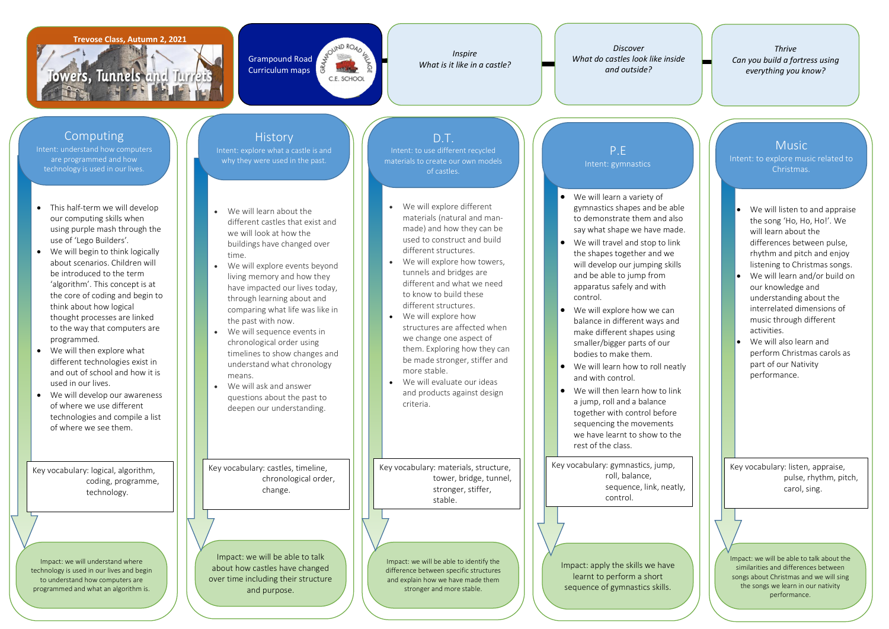**Trevose Class, Autumn 2, 2021**

# Towers, Tunnels and Turrets

Grampound Road Curriculum maps

GRAMPOUND ROAD VILLAGE C.E. SCHOOL

*Inspire*
*What is it like in a castle?*

*Discover*
*What do castles look like inside and outside?*

*Thrive*
*Can you build a fortress using everything you know?*

## Computing

Intent: understand how computers are programmed and how technology is used in our lives.

- This half-term we will develop our computing skills when using purple mash through the use of 'Lego Builders'.
- We will begin to think logically about scenarios. Children will be introduced to the term 'algorithm'. This concept is at the core of coding and begin to think about how logical thought processes are linked to the way that computers are programmed.
- We will then explore what different technologies exist in and out of school and how it is used in our lives.
- We will develop our awareness of where we use different technologies and compile a list of where we see them.

Key vocabulary: logical, algorithm, coding, programme, technology.

Impact: we will understand where technology is used in our lives and begin to understand how computers are programmed and what an algorithm is.

## History

Intent: explore what a castle is and why they were used in the past.

- We will learn about the different castles that exist and we will look at how the buildings have changed over time.
- We will explore events beyond living memory and how they have impacted our lives today, through learning about and comparing what life was like in the past with now.
- We will sequence events in chronological order using timelines to show changes and understand what chronology means.
- We will ask and answer questions about the past to deepen our understanding.

Key vocabulary: castles, timeline, chronological order, change.

Impact: we will be able to talk about how castles have changed over time including their structure and purpose.

## D.T.

Intent: to use different recycled materials to create our own models of castles.

- We will explore different materials (natural and man-made) and how they can be used to construct and build different structures.
- We will explore how towers, tunnels and bridges are different and what we need to know to build these different structures.
- We will explore how structures are affected when we change one aspect of them. Exploring how they can be made stronger, stiffer and more stable.
- We will evaluate our ideas and products against design criteria.

Key vocabulary: materials, structure, tower, bridge, tunnel, stronger, stiffer, stable.

Impact: we will be able to identify the difference between specific structures and explain how we have made them stronger and more stable.

## P.E

Intent: gymnastics

- We will learn a variety of gymnastics shapes and be able to demonstrate them and also say what shape we have made.
- We will travel and stop to link the shapes together and we will develop our jumping skills and be able to jump from apparatus safely and with control.
- We will explore how we can balance in different ways and make different shapes using smaller/bigger parts of our bodies to make them.
- We will learn how to roll neatly and with control.
- We will then learn how to link a jump, roll and a balance together with control before sequencing the movements we have learnt to show to the rest of the class.

Key vocabulary: gymnastics, jump, roll, balance, sequence, link, neatly, control.

Impact: apply the skills we have learnt to perform a short sequence of gymnastics skills.

## Music

Intent: to explore music related to Christmas.

- We will listen to and appraise the song 'Ho, Ho, Ho!'. We will learn about the differences between pulse, rhythm and pitch and enjoy listening to Christmas songs.
- We will learn and/or build on our knowledge and understanding about the interrelated dimensions of music through different activities.
- We will also learn and perform Christmas carols as part of our Nativity performance.

Key vocabulary: listen, appraise, pulse, rhythm, pitch, carol, sing.

Impact: we will be able to talk about the similarities and differences between songs about Christmas and we will sing the songs we learn in our nativity performance.